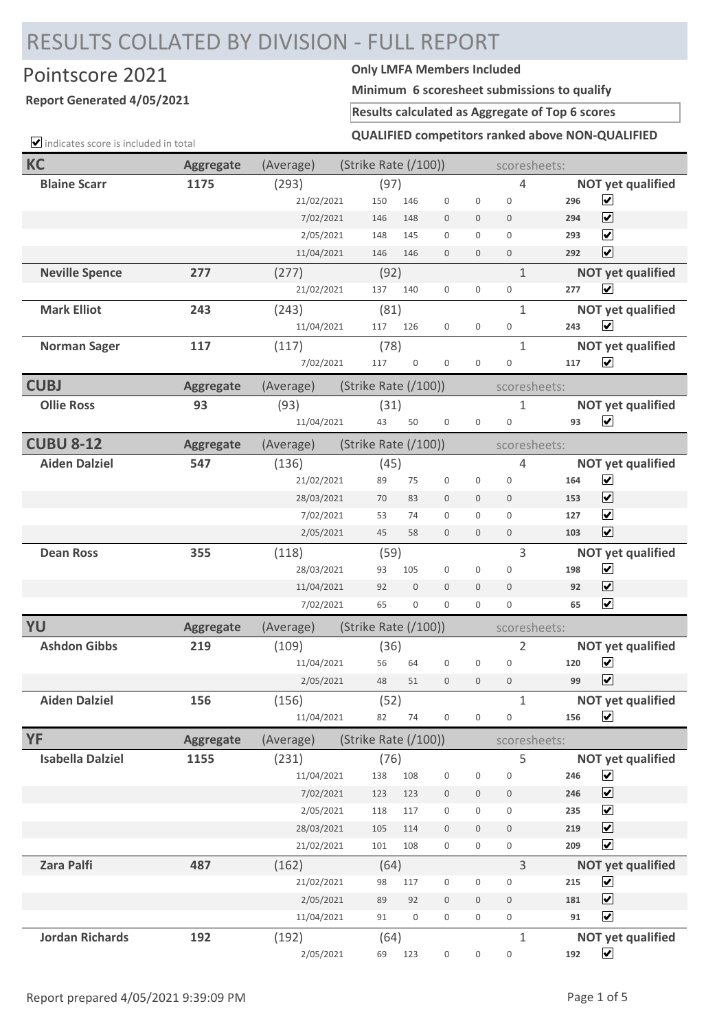# RESULTS COLLATED BY DIVISION - FULL REPORT

## Pointscore 2021

**Report Generated 4/05/2021**

**Only LMFA Members Included**

**Minimum 6 scoresheet submissions to qualify**

**Results calculated as Aggregate of Top 6 scores**

**QUALIFIED competitors ranked above NON-QUALIFIED**

☑ indicates score is included in total

| **KC** | **Aggregate** | (Average) | (Strike Rate (/100)) | | | | | scoresheets: | | |
|---|---|---|---|---|---|---|---|---|---|---|
| **Blaine Scarr** | **1175** | (293) | (97) | | | | | 4 | | **NOT yet qualified** |
| | | 21/02/2021 | 150 | 146 | 0 | 0 | 0 | | **296** | ☑ |
| | | 7/02/2021 | 146 | 148 | 0 | 0 | 0 | | **294** | ☑ |
| | | 2/05/2021 | 148 | 145 | 0 | 0 | 0 | | **293** | ☑ |
| | | 11/04/2021 | 146 | 146 | 0 | 0 | 0 | | **292** | ☑ |
| **Neville Spence** | **277** | (277) | (92) | | | | | 1 | | **NOT yet qualified** |
| | | 21/02/2021 | 137 | 140 | 0 | 0 | 0 | | **277** | ☑ |
| **Mark Elliot** | **243** | (243) | (81) | | | | | 1 | | **NOT yet qualified** |
| | | 11/04/2021 | 117 | 126 | 0 | 0 | 0 | | **243** | ☑ |
| **Norman Sager** | **117** | (117) | (78) | | | | | 1 | | **NOT yet qualified** |
| | | 7/02/2021 | 117 | 0 | 0 | 0 | 0 | | **117** | ☑ |

| **CUBJ** | **Aggregate** | (Average) | (Strike Rate (/100)) | | | | | scoresheets: | | |
|---|---|---|---|---|---|---|---|---|---|---|
| **Ollie Ross** | **93** | (93) | (31) | | | | | 1 | | **NOT yet qualified** |
| | | 11/04/2021 | 43 | 50 | 0 | 0 | 0 | | **93** | ☑ |

| **CUBU 8-12** | **Aggregate** | (Average) | (Strike Rate (/100)) | | | | | scoresheets: | | |
|---|---|---|---|---|---|---|---|---|---|---|
| **Aiden Dalziel** | **547** | (136) | (45) | | | | | 4 | | **NOT yet qualified** |
| | | 21/02/2021 | 89 | 75 | 0 | 0 | 0 | | **164** | ☑ |
| | | 28/03/2021 | 70 | 83 | 0 | 0 | 0 | | **153** | ☑ |
| | | 7/02/2021 | 53 | 74 | 0 | 0 | 0 | | **127** | ☑ |
| | | 2/05/2021 | 45 | 58 | 0 | 0 | 0 | | **103** | ☑ |
| **Dean Ross** | **355** | (118) | (59) | | | | | 3 | | **NOT yet qualified** |
| | | 28/03/2021 | 93 | 105 | 0 | 0 | 0 | | **198** | ☑ |
| | | 11/04/2021 | 92 | 0 | 0 | 0 | 0 | | **92** | ☑ |
| | | 7/02/2021 | 65 | 0 | 0 | 0 | 0 | | **65** | ☑ |

| **YU** | **Aggregate** | (Average) | (Strike Rate (/100)) | | | | | scoresheets: | | |
|---|---|---|---|---|---|---|---|---|---|---|
| **Ashdon Gibbs** | **219** | (109) | (36) | | | | | 2 | | **NOT yet qualified** |
| | | 11/04/2021 | 56 | 64 | 0 | 0 | 0 | | **120** | ☑ |
| | | 2/05/2021 | 48 | 51 | 0 | 0 | 0 | | **99** | ☑ |
| **Aiden Dalziel** | **156** | (156) | (52) | | | | | 1 | | **NOT yet qualified** |
| | | 11/04/2021 | 82 | 74 | 0 | 0 | 0 | | **156** | ☑ |

| **YF** | **Aggregate** | (Average) | (Strike Rate (/100)) | | | | | scoresheets: | | |
|---|---|---|---|---|---|---|---|---|---|---|
| **Isabella Dalziel** | **1155** | (231) | (76) | | | | | 5 | | **NOT yet qualified** |
| | | 11/04/2021 | 138 | 108 | 0 | 0 | 0 | | **246** | ☑ |
| | | 7/02/2021 | 123 | 123 | 0 | 0 | 0 | | **246** | ☑ |
| | | 2/05/2021 | 118 | 117 | 0 | 0 | 0 | | **235** | ☑ |
| | | 28/03/2021 | 105 | 114 | 0 | 0 | 0 | | **219** | ☑ |
| | | 21/02/2021 | 101 | 108 | 0 | 0 | 0 | | **209** | ☑ |
| **Zara Palfi** | **487** | (162) | (64) | | | | | 3 | | **NOT yet qualified** |
| | | 21/02/2021 | 98 | 117 | 0 | 0 | 0 | | **215** | ☑ |
| | | 2/05/2021 | 89 | 92 | 0 | 0 | 0 | | **181** | ☑ |
| | | 11/04/2021 | 91 | 0 | 0 | 0 | 0 | | **91** | ☑ |
| **Jordan Richards** | **192** | (192) | (64) | | | | | 1 | | **NOT yet qualified** |
| | | 2/05/2021 | 69 | 123 | 0 | 0 | 0 | | **192** | ☑ |

Report prepared 4/05/2021 9:39:09 PM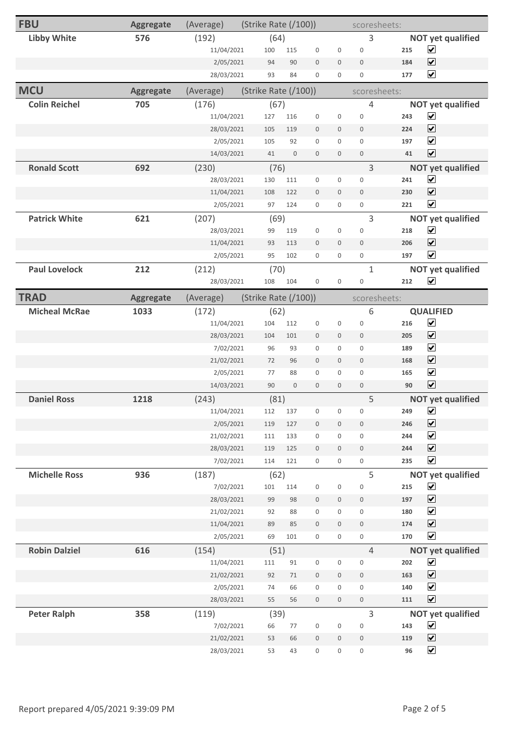## FBU

| FBU | Aggregate | (Average) | (Strike Rate (/100)) | | | | | scoresheets: | | |
|---|---|---|---|---|---|---|---|---|---|---|
| **Libby White** | **576** | (192) | (64) | | | | | 3 | | **NOT yet qualified** |
| | | 11/04/2021 | 100 | 115 | 0 | 0 | 0 | | **215** | ☑ |
| | | 2/05/2021 | 94 | 90 | 0 | 0 | 0 | | **184** | ☑ |
| | | 28/03/2021 | 93 | 84 | 0 | 0 | 0 | | **177** | ☑ |

## MCU

| MCU | Aggregate | (Average) | (Strike Rate (/100)) | | | | | scoresheets: | | |
|---|---|---|---|---|---|---|---|---|---|---|
| **Colin Reichel** | **705** | (176) | (67) | | | | | 4 | | **NOT yet qualified** |
| | | 11/04/2021 | 127 | 116 | 0 | 0 | 0 | | **243** | ☑ |
| | | 28/03/2021 | 105 | 119 | 0 | 0 | 0 | | **224** | ☑ |
| | | 2/05/2021 | 105 | 92 | 0 | 0 | 0 | | **197** | ☑ |
| | | 14/03/2021 | 41 | 0 | 0 | 0 | 0 | | **41** | ☑ |
| **Ronald Scott** | **692** | (230) | (76) | | | | | 3 | | **NOT yet qualified** |
| | | 28/03/2021 | 130 | 111 | 0 | 0 | 0 | | **241** | ☑ |
| | | 11/04/2021 | 108 | 122 | 0 | 0 | 0 | | **230** | ☑ |
| | | 2/05/2021 | 97 | 124 | 0 | 0 | 0 | | **221** | ☑ |
| **Patrick White** | **621** | (207) | (69) | | | | | 3 | | **NOT yet qualified** |
| | | 28/03/2021 | 99 | 119 | 0 | 0 | 0 | | **218** | ☑ |
| | | 11/04/2021 | 93 | 113 | 0 | 0 | 0 | | **206** | ☑ |
| | | 2/05/2021 | 95 | 102 | 0 | 0 | 0 | | **197** | ☑ |
| **Paul Lovelock** | **212** | (212) | (70) | | | | | 1 | | **NOT yet qualified** |
| | | 28/03/2021 | 108 | 104 | 0 | 0 | 0 | | **212** | ☑ |

## TRAD

| TRAD | Aggregate | (Average) | (Strike Rate (/100)) | | | | | scoresheets: | | |
|---|---|---|---|---|---|---|---|---|---|---|
| **Micheal McRae** | **1033** | (172) | (62) | | | | | 6 | | **QUALIFIED** |
| | | 11/04/2021 | 104 | 112 | 0 | 0 | 0 | | **216** | ☑ |
| | | 28/03/2021 | 104 | 101 | 0 | 0 | 0 | | **205** | ☑ |
| | | 7/02/2021 | 96 | 93 | 0 | 0 | 0 | | **189** | ☑ |
| | | 21/02/2021 | 72 | 96 | 0 | 0 | 0 | | **168** | ☑ |
| | | 2/05/2021 | 77 | 88 | 0 | 0 | 0 | | **165** | ☑ |
| | | 14/03/2021 | 90 | 0 | 0 | 0 | 0 | | **90** | ☑ |
| **Daniel Ross** | **1218** | (243) | (81) | | | | | 5 | | **NOT yet qualified** |
| | | 11/04/2021 | 112 | 137 | 0 | 0 | 0 | | **249** | ☑ |
| | | 2/05/2021 | 119 | 127 | 0 | 0 | 0 | | **246** | ☑ |
| | | 21/02/2021 | 111 | 133 | 0 | 0 | 0 | | **244** | ☑ |
| | | 28/03/2021 | 119 | 125 | 0 | 0 | 0 | | **244** | ☑ |
| | | 7/02/2021 | 114 | 121 | 0 | 0 | 0 | | **235** | ☑ |
| **Michelle Ross** | **936** | (187) | (62) | | | | | 5 | | **NOT yet qualified** |
| | | 7/02/2021 | 101 | 114 | 0 | 0 | 0 | | **215** | ☑ |
| | | 28/03/2021 | 99 | 98 | 0 | 0 | 0 | | **197** | ☑ |
| | | 21/02/2021 | 92 | 88 | 0 | 0 | 0 | | **180** | ☑ |
| | | 11/04/2021 | 89 | 85 | 0 | 0 | 0 | | **174** | ☑ |
| | | 2/05/2021 | 69 | 101 | 0 | 0 | 0 | | **170** | ☑ |
| **Robin Dalziel** | **616** | (154) | (51) | | | | | 4 | | **NOT yet qualified** |
| | | 11/04/2021 | 111 | 91 | 0 | 0 | 0 | | **202** | ☑ |
| | | 21/02/2021 | 92 | 71 | 0 | 0 | 0 | | **163** | ☑ |
| | | 2/05/2021 | 74 | 66 | 0 | 0 | 0 | | **140** | ☑ |
| | | 28/03/2021 | 55 | 56 | 0 | 0 | 0 | | **111** | ☑ |
| **Peter Ralph** | **358** | (119) | (39) | | | | | 3 | | **NOT yet qualified** |
| | | 7/02/2021 | 66 | 77 | 0 | 0 | 0 | | **143** | ☑ |
| | | 21/02/2021 | 53 | 66 | 0 | 0 | 0 | | **119** | ☑ |
| | | 28/03/2021 | 53 | 43 | 0 | 0 | 0 | | **96** | ☑ |

Report prepared 4/05/2021 9:39:09 PM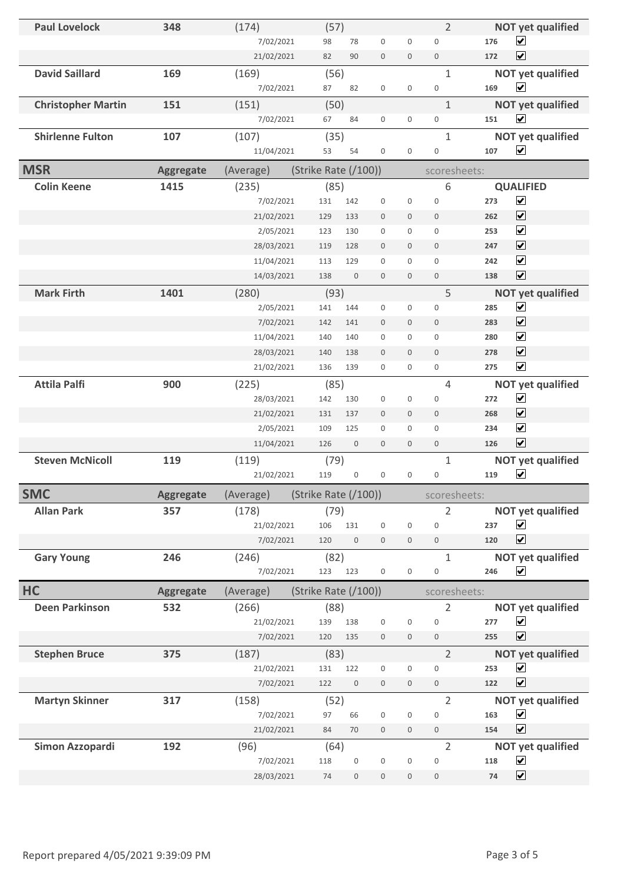| | | | | | | | | | | |
|---|---|---|---|---|---|---|---|---|---|---|
| **Paul Lovelock** | **348** | (174) | (57) | | | | 2 | | **NOT yet qualified** | |
| | | 7/02/2021 | 98 | 78 | 0 | 0 | 0 | **176** | ☑ | |
| | | 21/02/2021 | 82 | 90 | 0 | 0 | 0 | **172** | ☑ | |
| **David Saillard** | **169** | (169) | (56) | | | | 1 | | **NOT yet qualified** | |
| | | 7/02/2021 | 87 | 82 | 0 | 0 | 0 | **169** | ☑ | |
| **Christopher Martin** | **151** | (151) | (50) | | | | 1 | | **NOT yet qualified** | |
| | | 7/02/2021 | 67 | 84 | 0 | 0 | 0 | **151** | ☑ | |
| **Shirlenne Fulton** | **107** | (107) | (35) | | | | 1 | | **NOT yet qualified** | |
| | | 11/04/2021 | 53 | 54 | 0 | 0 | 0 | **107** | ☑ | |

## MSR

| MSR | Aggregate | (Average) | (Strike Rate (/100)) | | | | scoresheets: | | | |
|---|---|---|---|---|---|---|---|---|---|---|
| **Colin Keene** | **1415** | (235) | (85) | | | | 6 | | **QUALIFIED** | |
| | | 7/02/2021 | 131 | 142 | 0 | 0 | 0 | **273** | ☑ | |
| | | 21/02/2021 | 129 | 133 | 0 | 0 | 0 | **262** | ☑ | |
| | | 2/05/2021 | 123 | 130 | 0 | 0 | 0 | **253** | ☑ | |
| | | 28/03/2021 | 119 | 128 | 0 | 0 | 0 | **247** | ☑ | |
| | | 11/04/2021 | 113 | 129 | 0 | 0 | 0 | **242** | ☑ | |
| | | 14/03/2021 | 138 | 0 | 0 | 0 | 0 | **138** | ☑ | |
| **Mark Firth** | **1401** | (280) | (93) | | | | 5 | | **NOT yet qualified** | |
| | | 2/05/2021 | 141 | 144 | 0 | 0 | 0 | **285** | ☑ | |
| | | 7/02/2021 | 142 | 141 | 0 | 0 | 0 | **283** | ☑ | |
| | | 11/04/2021 | 140 | 140 | 0 | 0 | 0 | **280** | ☑ | |
| | | 28/03/2021 | 140 | 138 | 0 | 0 | 0 | **278** | ☑ | |
| | | 21/02/2021 | 136 | 139 | 0 | 0 | 0 | **275** | ☑ | |
| **Attila Palfi** | **900** | (225) | (85) | | | | 4 | | **NOT yet qualified** | |
| | | 28/03/2021 | 142 | 130 | 0 | 0 | 0 | **272** | ☑ | |
| | | 21/02/2021 | 131 | 137 | 0 | 0 | 0 | **268** | ☑ | |
| | | 2/05/2021 | 109 | 125 | 0 | 0 | 0 | **234** | ☑ | |
| | | 11/04/2021 | 126 | 0 | 0 | 0 | 0 | **126** | ☑ | |
| **Steven McNicoll** | **119** | (119) | (79) | | | | 1 | | **NOT yet qualified** | |
| | | 21/02/2021 | 119 | 0 | 0 | 0 | 0 | **119** | ☑ | |

## SMC

| SMC | Aggregate | (Average) | (Strike Rate (/100)) | | | | scoresheets: | | | |
|---|---|---|---|---|---|---|---|---|---|---|
| **Allan Park** | **357** | (178) | (79) | | | | 2 | | **NOT yet qualified** | |
| | | 21/02/2021 | 106 | 131 | 0 | 0 | 0 | **237** | ☑ | |
| | | 7/02/2021 | 120 | 0 | 0 | 0 | 0 | **120** | ☑ | |
| **Gary Young** | **246** | (246) | (82) | | | | 1 | | **NOT yet qualified** | |
| | | 7/02/2021 | 123 | 123 | 0 | 0 | 0 | **246** | ☑ | |

## HC

| HC | Aggregate | (Average) | (Strike Rate (/100)) | | | | scoresheets: | | | |
|---|---|---|---|---|---|---|---|---|---|---|
| **Deen Parkinson** | **532** | (266) | (88) | | | | 2 | | **NOT yet qualified** | |
| | | 21/02/2021 | 139 | 138 | 0 | 0 | 0 | **277** | ☑ | |
| | | 7/02/2021 | 120 | 135 | 0 | 0 | 0 | **255** | ☑ | |
| **Stephen Bruce** | **375** | (187) | (83) | | | | 2 | | **NOT yet qualified** | |
| | | 21/02/2021 | 131 | 122 | 0 | 0 | 0 | **253** | ☑ | |
| | | 7/02/2021 | 122 | 0 | 0 | 0 | 0 | **122** | ☑ | |
| **Martyn Skinner** | **317** | (158) | (52) | | | | 2 | | **NOT yet qualified** | |
| | | 7/02/2021 | 97 | 66 | 0 | 0 | 0 | **163** | ☑ | |
| | | 21/02/2021 | 84 | 70 | 0 | 0 | 0 | **154** | ☑ | |
| **Simon Azzopardi** | **192** | (96) | (64) | | | | 2 | | **NOT yet qualified** | |
| | | 7/02/2021 | 118 | 0 | 0 | 0 | 0 | **118** | ☑ | |
| | | 28/03/2021 | 74 | 0 | 0 | 0 | 0 | **74** | ☑ | |

Report prepared 4/05/2021 9:39:09 PM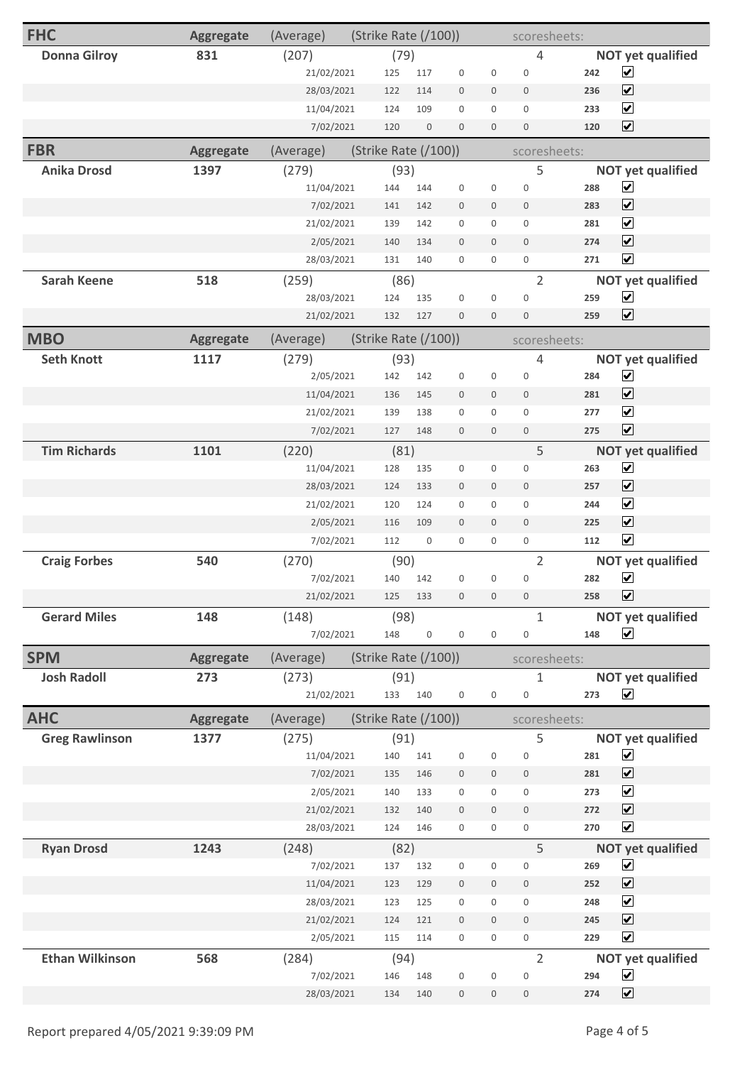## FHC

| FHC | Aggregate | (Average) | (Strike Rate (/100)) | | | | | scoresheets: | |
|---|---|---|---|---|---|---|---|---|---|
| **Donna Gilroy** | **831** | (207) | (79) | | | | 4 | | **NOT yet qualified** |
| | | 21/02/2021 | 125 | 117 | 0 | 0 | 0 | **242** | ☑ |
| | | 28/03/2021 | 122 | 114 | 0 | 0 | 0 | **236** | ☑ |
| | | 11/04/2021 | 124 | 109 | 0 | 0 | 0 | **233** | ☑ |
| | | 7/02/2021 | 120 | 0 | 0 | 0 | 0 | **120** | ☑ |

## FBR

| FBR | Aggregate | (Average) | (Strike Rate (/100)) | | | | | scoresheets: | |
|---|---|---|---|---|---|---|---|---|---|
| **Anika Drosd** | **1397** | (279) | (93) | | | | 5 | | **NOT yet qualified** |
| | | 11/04/2021 | 144 | 144 | 0 | 0 | 0 | **288** | ☑ |
| | | 7/02/2021 | 141 | 142 | 0 | 0 | 0 | **283** | ☑ |
| | | 21/02/2021 | 139 | 142 | 0 | 0 | 0 | **281** | ☑ |
| | | 2/05/2021 | 140 | 134 | 0 | 0 | 0 | **274** | ☑ |
| | | 28/03/2021 | 131 | 140 | 0 | 0 | 0 | **271** | ☑ |
| **Sarah Keene** | **518** | (259) | (86) | | | | 2 | | **NOT yet qualified** |
| | | 28/03/2021 | 124 | 135 | 0 | 0 | 0 | **259** | ☑ |
| | | 21/02/2021 | 132 | 127 | 0 | 0 | 0 | **259** | ☑ |

## MBO

| MBO | Aggregate | (Average) | (Strike Rate (/100)) | | | | | scoresheets: | |
|---|---|---|---|---|---|---|---|---|---|
| **Seth Knott** | **1117** | (279) | (93) | | | | 4 | | **NOT yet qualified** |
| | | 2/05/2021 | 142 | 142 | 0 | 0 | 0 | **284** | ☑ |
| | | 11/04/2021 | 136 | 145 | 0 | 0 | 0 | **281** | ☑ |
| | | 21/02/2021 | 139 | 138 | 0 | 0 | 0 | **277** | ☑ |
| | | 7/02/2021 | 127 | 148 | 0 | 0 | 0 | **275** | ☑ |
| **Tim Richards** | **1101** | (220) | (81) | | | | 5 | | **NOT yet qualified** |
| | | 11/04/2021 | 128 | 135 | 0 | 0 | 0 | **263** | ☑ |
| | | 28/03/2021 | 124 | 133 | 0 | 0 | 0 | **257** | ☑ |
| | | 21/02/2021 | 120 | 124 | 0 | 0 | 0 | **244** | ☑ |
| | | 2/05/2021 | 116 | 109 | 0 | 0 | 0 | **225** | ☑ |
| | | 7/02/2021 | 112 | 0 | 0 | 0 | 0 | **112** | ☑ |
| **Craig Forbes** | **540** | (270) | (90) | | | | 2 | | **NOT yet qualified** |
| | | 7/02/2021 | 140 | 142 | 0 | 0 | 0 | **282** | ☑ |
| | | 21/02/2021 | 125 | 133 | 0 | 0 | 0 | **258** | ☑ |
| **Gerard Miles** | **148** | (148) | (98) | | | | 1 | | **NOT yet qualified** |
| | | 7/02/2021 | 148 | 0 | 0 | 0 | 0 | **148** | ☑ |

## SPM

| SPM | Aggregate | (Average) | (Strike Rate (/100)) | | | | | scoresheets: | |
|---|---|---|---|---|---|---|---|---|---|
| **Josh Radoll** | **273** | (273) | (91) | | | | 1 | | **NOT yet qualified** |
| | | 21/02/2021 | 133 | 140 | 0 | 0 | 0 | **273** | ☑ |

## AHC

| AHC | Aggregate | (Average) | (Strike Rate (/100)) | | | | | scoresheets: | |
|---|---|---|---|---|---|---|---|---|---|
| **Greg Rawlinson** | **1377** | (275) | (91) | | | | 5 | | **NOT yet qualified** |
| | | 11/04/2021 | 140 | 141 | 0 | 0 | 0 | **281** | ☑ |
| | | 7/02/2021 | 135 | 146 | 0 | 0 | 0 | **281** | ☑ |
| | | 2/05/2021 | 140 | 133 | 0 | 0 | 0 | **273** | ☑ |
| | | 21/02/2021 | 132 | 140 | 0 | 0 | 0 | **272** | ☑ |
| | | 28/03/2021 | 124 | 146 | 0 | 0 | 0 | **270** | ☑ |
| **Ryan Drosd** | **1243** | (248) | (82) | | | | 5 | | **NOT yet qualified** |
| | | 7/02/2021 | 137 | 132 | 0 | 0 | 0 | **269** | ☑ |
| | | 11/04/2021 | 123 | 129 | 0 | 0 | 0 | **252** | ☑ |
| | | 28/03/2021 | 123 | 125 | 0 | 0 | 0 | **248** | ☑ |
| | | 21/02/2021 | 124 | 121 | 0 | 0 | 0 | **245** | ☑ |
| | | 2/05/2021 | 115 | 114 | 0 | 0 | 0 | **229** | ☑ |
| **Ethan Wilkinson** | **568** | (284) | (94) | | | | 2 | | **NOT yet qualified** |
| | | 7/02/2021 | 146 | 148 | 0 | 0 | 0 | **294** | ☑ |
| | | 28/03/2021 | 134 | 140 | 0 | 0 | 0 | **274** | ☑ |

Report prepared 4/05/2021 9:39:09 PM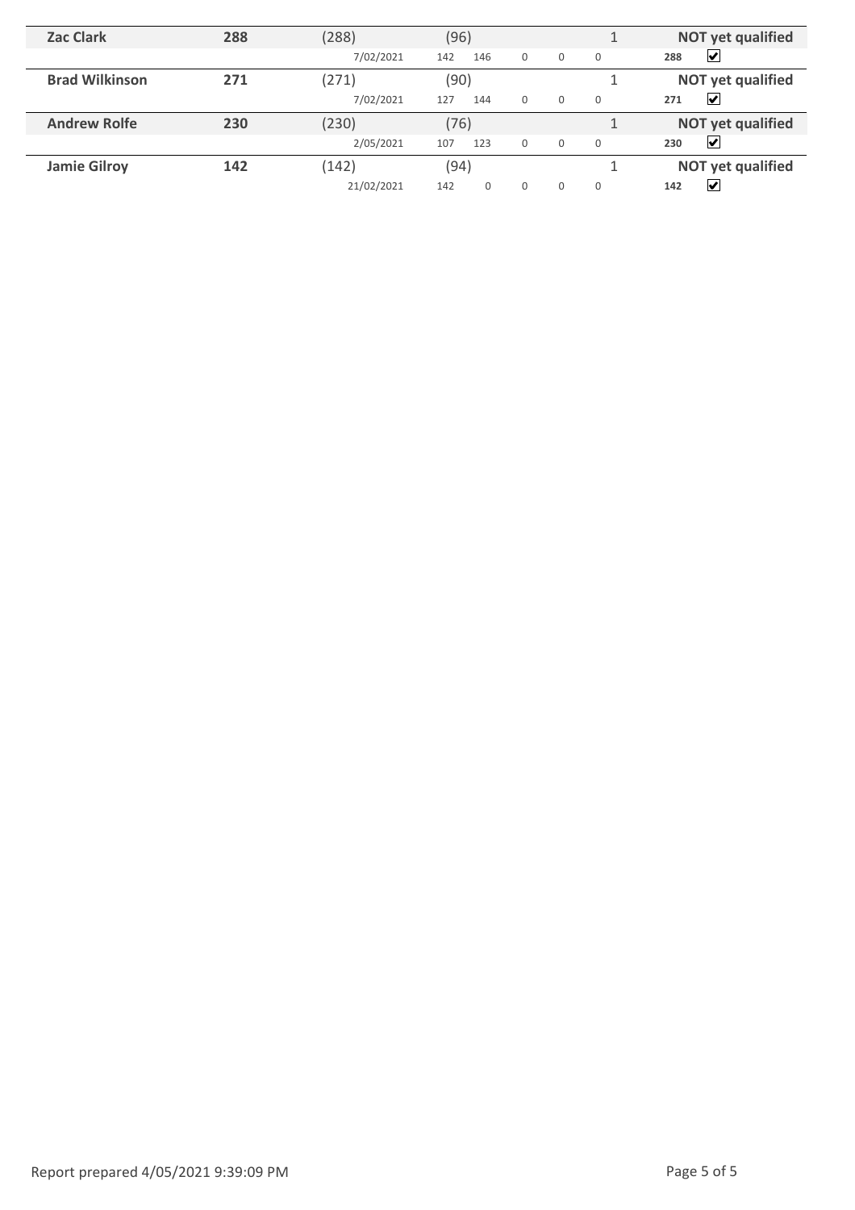| | | | | | | | | | | |
|---|---|---|---|---|---|---|---|---|---|---|
| **Zac Clark** | **288** | (288) | (96) | | | | | 1 | | **NOT yet qualified** |
| | | 7/02/2021 | 142 | 146 | 0 | 0 | 0 | | **288** | ☑ |
| **Brad Wilkinson** | **271** | (271) | (90) | | | | | 1 | | **NOT yet qualified** |
| | | 7/02/2021 | 127 | 144 | 0 | 0 | 0 | | **271** | ☑ |
| **Andrew Rolfe** | **230** | (230) | (76) | | | | | 1 | | **NOT yet qualified** |
| | | 2/05/2021 | 107 | 123 | 0 | 0 | 0 | | **230** | ☑ |
| **Jamie Gilroy** | **142** | (142) | (94) | | | | | 1 | | **NOT yet qualified** |
| | | 21/02/2021 | 142 | 0 | 0 | 0 | 0 | | **142** | ☑ |

Report prepared 4/05/2021 9:39:09 PM